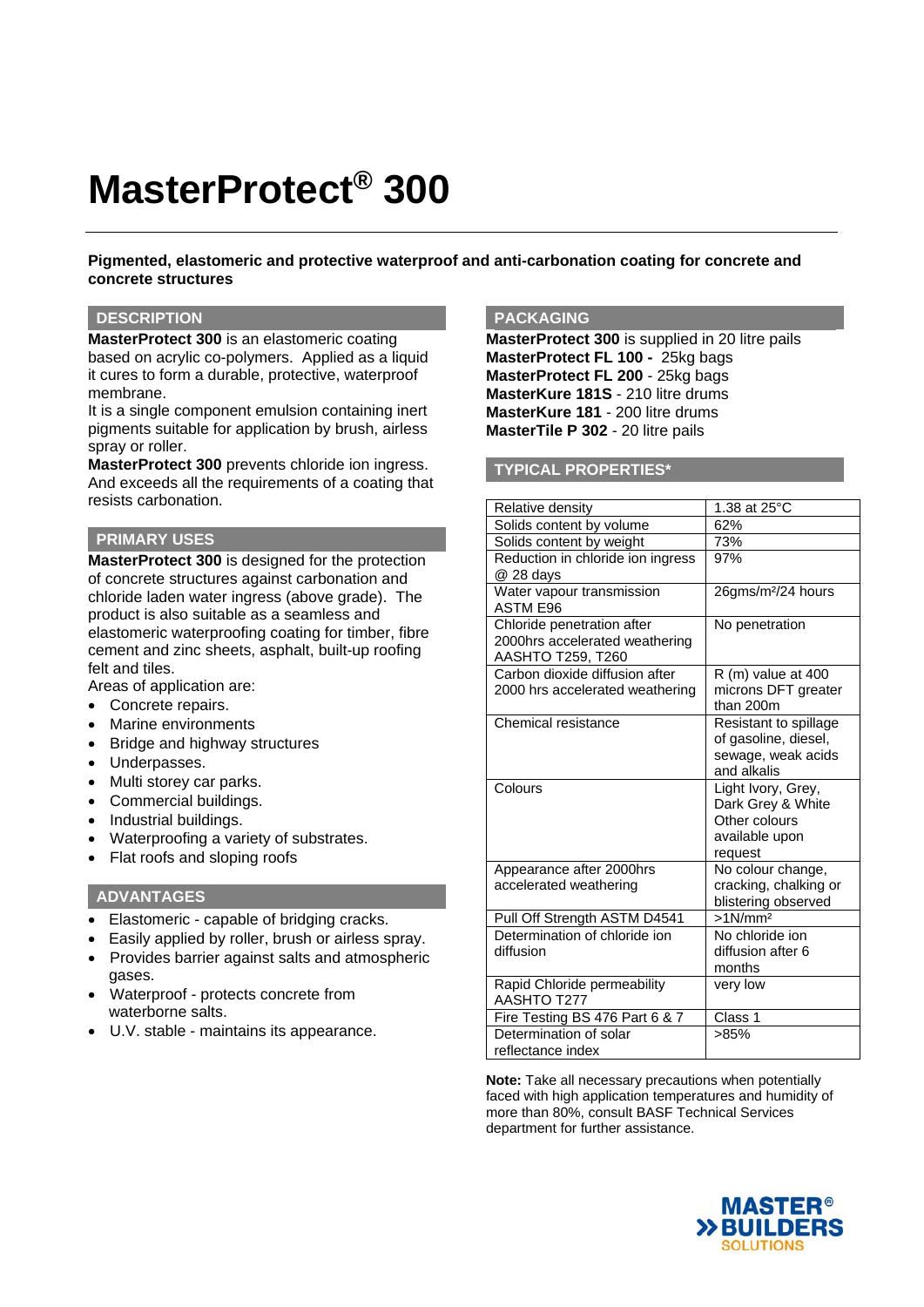# MasterProtect® 300

**Pigmented, elastomeric and protective waterproof and anti-carbonation coating for concrete and concrete structures**

## DESCRIPTION

**MasterProtect 300** is an elastomeric coating based on acrylic co-polymers. Applied as a liquid it cures to form a durable, protective, waterproof membrane.

It is a single component emulsion containing inert pigments suitable for application by brush, airless spray or roller.

**MasterProtect 300** prevents chloride ion ingress. And exceeds all the requirements of a coating that resists carbonation.

## PRIMARY USES

**MasterProtect 300** is designed for the protection of concrete structures against carbonation and chloride laden water ingress (above grade). The product is also suitable as a seamless and elastomeric waterproofing coating for timber, fibre cement and zinc sheets, asphalt, built-up roofing felt and tiles.

Areas of application are:

- Concrete repairs.
- Marine environments
- Bridge and highway structures
- Underpasses.
- Multi storey car parks.
- Commercial buildings.
- Industrial buildings.
- Waterproofing a variety of substrates.
- Flat roofs and sloping roofs

## ADVANTAGES

- Elastomeric - capable of bridging cracks.
- Easily applied by roller, brush or airless spray.
- Provides barrier against salts and atmospheric gases.
- Waterproof - protects concrete from waterborne salts.
- U.V. stable - maintains its appearance.

## PACKAGING

**MasterProtect 300** is supplied in 20 litre pails
**MasterProtect FL 100 -** 25kg bags
**MasterProtect FL 200** - 25kg bags
**MasterKure 181S** - 210 litre drums
**MasterKure 181** - 200 litre drums
**MasterTile P 302** - 20 litre pails

## TYPICAL PROPERTIES*

| Property | Value |
|---|---|
| Relative density | 1.38 at 25°C |
| Solids content by volume | 62% |
| Solids content by weight | 73% |
| Reduction in chloride ion ingress @ 28 days | 97% |
| Water vapour transmission ASTM E96 | 26gms/m²/24 hours |
| Chloride penetration after 2000hrs accelerated weathering AASHTO T259, T260 | No penetration |
| Carbon dioxide diffusion after 2000 hrs accelerated weathering | R (m) value at 400 microns DFT greater than 200m |
| Chemical resistance | Resistant to spillage of gasoline, diesel, sewage, weak acids and alkalis |
| Colours | Light Ivory, Grey, Dark Grey & White Other colours available upon request |
| Appearance after 2000hrs accelerated weathering | No colour change, cracking, chalking or blistering observed |
| Pull Off Strength ASTM D4541 | >1N/mm² |
| Determination of chloride ion diffusion | No chloride ion diffusion after 6 months |
| Rapid Chloride permeability AASHTO T277 | very low |
| Fire Testing BS 476 Part 6 & 7 | Class 1 |
| Determination of solar reflectance index | >85% |

**Note:** Take all necessary precautions when potentially faced with high application temperatures and humidity of more than 80%, consult BASF Technical Services department for further assistance.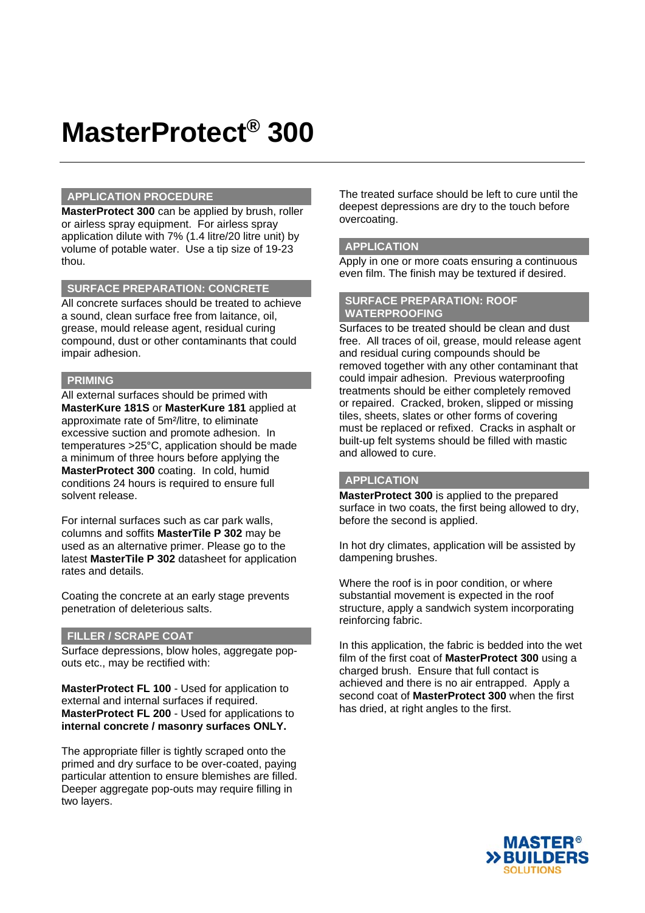# MasterProtect® 300

## APPLICATION PROCEDURE

**MasterProtect 300** can be applied by brush, roller or airless spray equipment. For airless spray application dilute with 7% (1.4 litre/20 litre unit) by volume of potable water. Use a tip size of 19-23 thou.

## SURFACE PREPARATION: CONCRETE

All concrete surfaces should be treated to achieve a sound, clean surface free from laitance, oil, grease, mould release agent, residual curing compound, dust or other contaminants that could impair adhesion.

## PRIMING

All external surfaces should be primed with **MasterKure 181S** or **MasterKure 181** applied at approximate rate of 5m²/litre, to eliminate excessive suction and promote adhesion. In temperatures >25°C, application should be made a minimum of three hours before applying the **MasterProtect 300** coating. In cold, humid conditions 24 hours is required to ensure full solvent release.

For internal surfaces such as car park walls, columns and soffits **MasterTile P 302** may be used as an alternative primer. Please go to the latest **MasterTile P 302** datasheet for application rates and details.

Coating the concrete at an early stage prevents penetration of deleterious salts.

## FILLER / SCRAPE COAT

Surface depressions, blow holes, aggregate pop-outs etc., may be rectified with:

**MasterProtect FL 100** - Used for application to external and internal surfaces if required.
**MasterProtect FL 200** - Used for applications to **internal concrete / masonry surfaces ONLY.**

The appropriate filler is tightly scraped onto the primed and dry surface to be over-coated, paying particular attention to ensure blemishes are filled. Deeper aggregate pop-outs may require filling in two layers.

The treated surface should be left to cure until the deepest depressions are dry to the touch before overcoating.

## APPLICATION

Apply in one or more coats ensuring a continuous even film. The finish may be textured if desired.

## SURFACE PREPARATION: ROOF WATERPROOFING

Surfaces to be treated should be clean and dust free. All traces of oil, grease, mould release agent and residual curing compounds should be removed together with any other contaminant that could impair adhesion. Previous waterproofing treatments should be either completely removed or repaired. Cracked, broken, slipped or missing tiles, sheets, slates or other forms of covering must be replaced or refixed. Cracks in asphalt or built-up felt systems should be filled with mastic and allowed to cure.

## APPLICATION

**MasterProtect 300** is applied to the prepared surface in two coats, the first being allowed to dry, before the second is applied.

In hot dry climates, application will be assisted by dampening brushes.

Where the roof is in poor condition, or where substantial movement is expected in the roof structure, apply a sandwich system incorporating reinforcing fabric.

In this application, the fabric is bedded into the wet film of the first coat of **MasterProtect 300** using a charged brush. Ensure that full contact is achieved and there is no air entrapped. Apply a second coat of **MasterProtect 300** when the first has dried, at right angles to the first.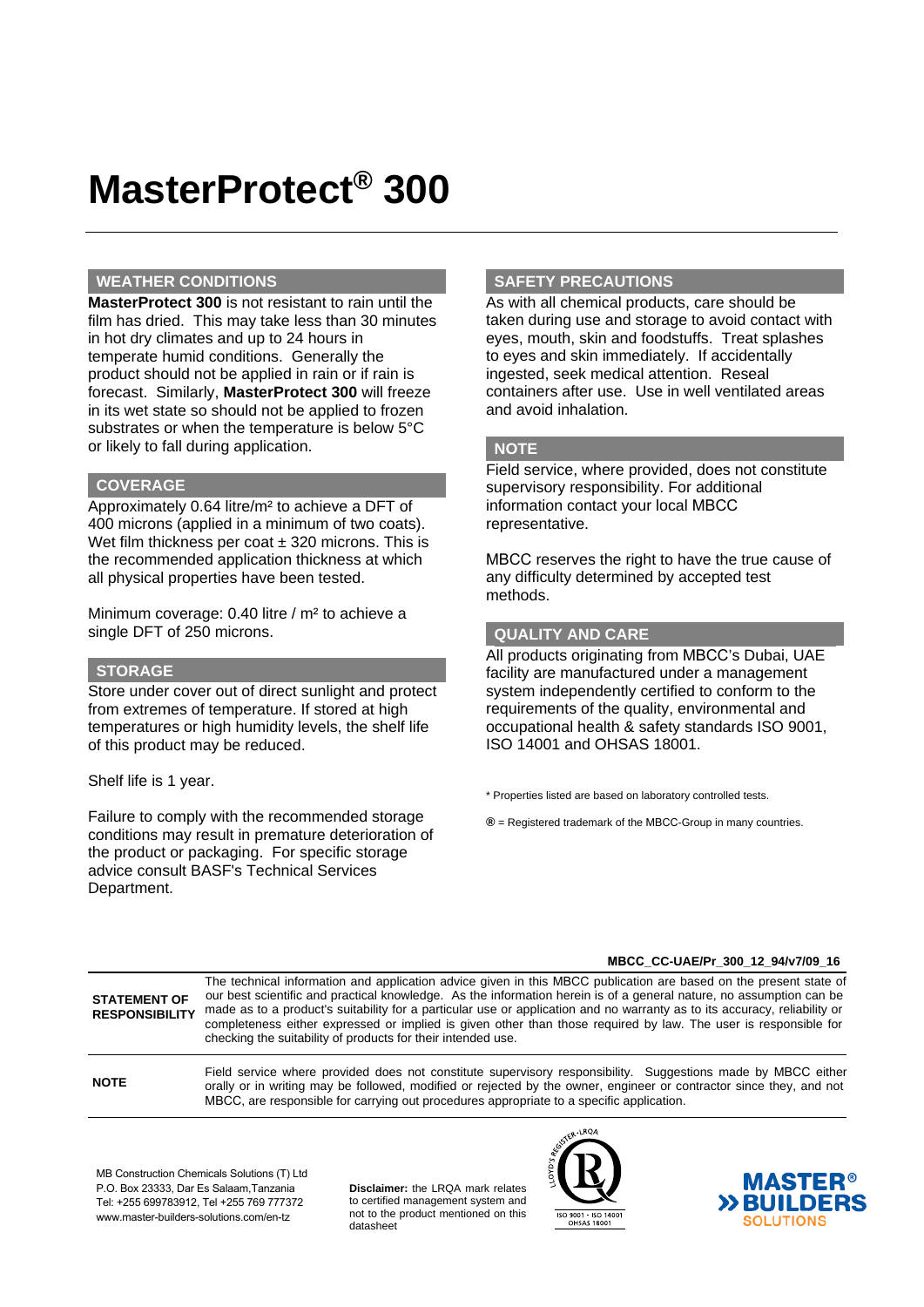# MasterProtect® 300

## WEATHER CONDITIONS

**MasterProtect 300** is not resistant to rain until the film has dried. This may take less than 30 minutes in hot dry climates and up to 24 hours in temperate humid conditions. Generally the product should not be applied in rain or if rain is forecast. Similarly, **MasterProtect 300** will freeze in its wet state so should not be applied to frozen substrates or when the temperature is below 5°C or likely to fall during application.

## COVERAGE

Approximately 0.64 litre/m² to achieve a DFT of 400 microns (applied in a minimum of two coats). Wet film thickness per coat ± 320 microns. This is the recommended application thickness at which all physical properties have been tested.

Minimum coverage: 0.40 litre / m² to achieve a single DFT of 250 microns.

## STORAGE

Store under cover out of direct sunlight and protect from extremes of temperature. If stored at high temperatures or high humidity levels, the shelf life of this product may be reduced.

Shelf life is 1 year.

Failure to comply with the recommended storage conditions may result in premature deterioration of the product or packaging. For specific storage advice consult BASF's Technical Services Department.

## SAFETY PRECAUTIONS

As with all chemical products, care should be taken during use and storage to avoid contact with eyes, mouth, skin and foodstuffs. Treat splashes to eyes and skin immediately. If accidentally ingested, seek medical attention. Reseal containers after use. Use in well ventilated areas and avoid inhalation.

## NOTE

Field service, where provided, does not constitute supervisory responsibility. For additional information contact your local MBCC representative.

MBCC reserves the right to have the true cause of any difficulty determined by accepted test methods.

## QUALITY AND CARE

All products originating from MBCC's Dubai, UAE facility are manufactured under a management system independently certified to conform to the requirements of the quality, environmental and occupational health & safety standards ISO 9001, ISO 14001 and OHSAS 18001.

\* Properties listed are based on laboratory controlled tests.

® = Registered trademark of the MBCC-Group in many countries.

**MBCC_CC-UAE/Pr_300_12_94/v7/09_16**

**STATEMENT OF RESPONSIBILITY** The technical information and application advice given in this MBCC publication are based on the present state of our best scientific and practical knowledge. As the information herein is of a general nature, no assumption can be made as to a product's suitability for a particular use or application and no warranty as to its accuracy, reliability or completeness either expressed or implied is given other than those required by law. The user is responsible for checking the suitability of products for their intended use.

**NOTE** Field service where provided does not constitute supervisory responsibility. Suggestions made by MBCC either orally or in writing may be followed, modified or rejected by the owner, engineer or contractor since they, and not MBCC, are responsible for carrying out procedures appropriate to a specific application.

MB Construction Chemicals Solutions (T) Ltd
P.O. Box 23333, Dar Es Salaam,Tanzania
Tel: +255 699783912, Tel +255 769 777372
www.master-builders-solutions.com/en-tz

**Disclaimer:** the LRQA mark relates to certified management system and not to the product mentioned on this datasheet

ISO 9001 - ISO 14001
OHSAS 18001

MASTER® BUILDERS SOLUTIONS